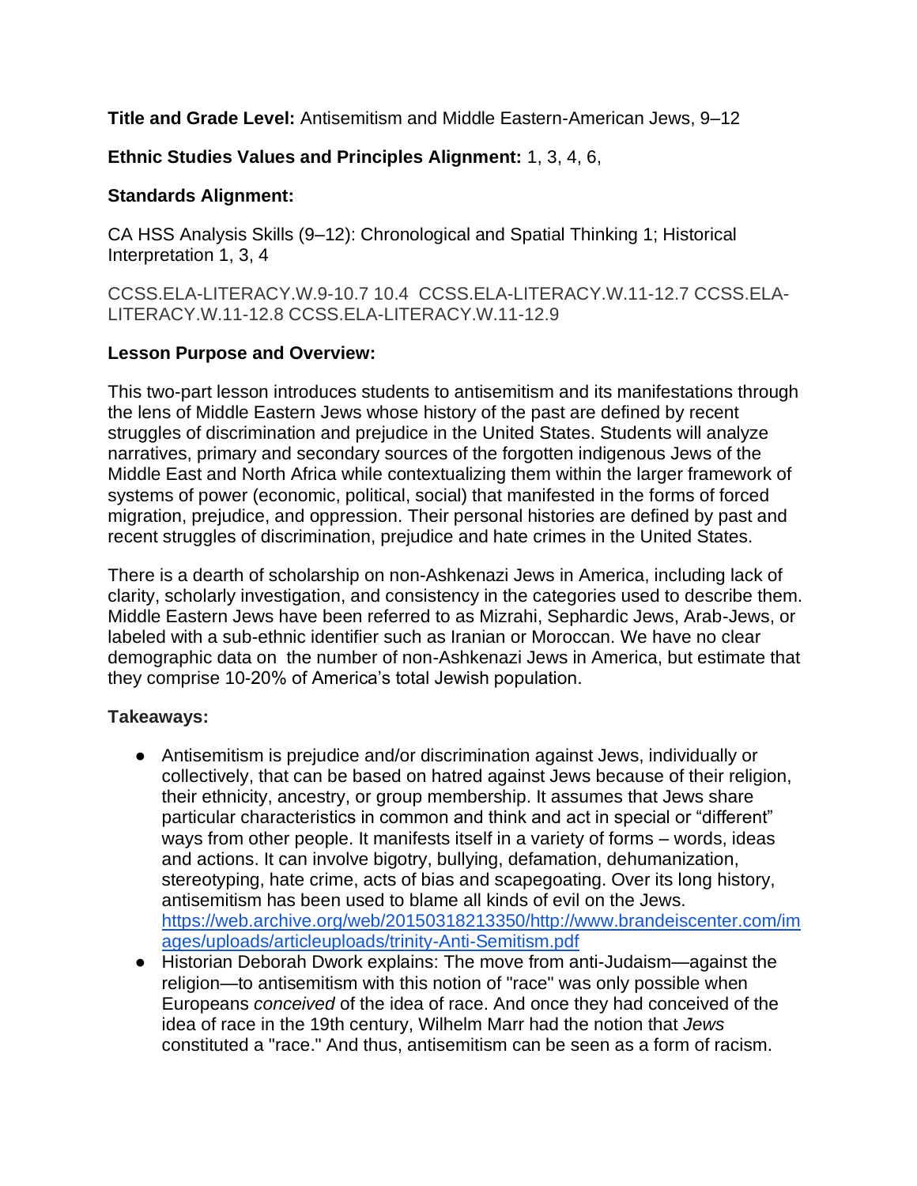**Title and Grade Level:** Antisemitism and Middle Eastern-American Jews, 9–12

**Ethnic Studies Values and Principles Alignment:** 1, 3, 4, 6,

**Standards Alignment:**

CA HSS Analysis Skills (9–12): Chronological and Spatial Thinking 1; Historical Interpretation 1, 3, 4

CCSS.ELA-LITERACY.W.9-10.7 10.4 CCSS.ELA-LITERACY.W.11-12.7 CCSS.ELA-LITERACY.W.11-12.8 CCSS.ELA-LITERACY.W.11-12.9

**Lesson Purpose and Overview:**

This two-part lesson introduces students to antisemitism and its manifestations through the lens of Middle Eastern Jews whose history of the past are defined by recent struggles of discrimination and prejudice in the United States. Students will analyze narratives, primary and secondary sources of the forgotten indigenous Jews of the Middle East and North Africa while contextualizing them within the larger framework of systems of power (economic, political, social) that manifested in the forms of forced migration, prejudice, and oppression. Their personal histories are defined by past and recent struggles of discrimination, prejudice and hate crimes in the United States.

There is a dearth of scholarship on non-Ashkenazi Jews in America, including lack of clarity, scholarly investigation, and consistency in the categories used to describe them. Middle Eastern Jews have been referred to as Mizrahi, Sephardic Jews, Arab-Jews, or labeled with a sub-ethnic identifier such as Iranian or Moroccan. We have no clear demographic data on the number of non-Ashkenazi Jews in America, but estimate that they comprise 10-20% of America's total Jewish population.

**Takeaways:**

- Antisemitism is prejudice and/or discrimination against Jews, individually or collectively, that can be based on hatred against Jews because of their religion, their ethnicity, ancestry, or group membership. It assumes that Jews share particular characteristics in common and think and act in special or "different" ways from other people. It manifests itself in a variety of forms – words, ideas and actions. It can involve bigotry, bullying, defamation, dehumanization, stereotyping, hate crime, acts of bias and scapegoating. Over its long history, antisemitism has been used to blame all kinds of evil on the Jews. [https://web.archive.org/web/20150318213350/http://www.brandeiscenter.com/images/uploads/articleuploads/trinity-Anti-Semitism.pdf](https://web.archive.org/web/20150318213350/http://www.brandeiscenter.com/images/uploads/articleuploads/trinity-Anti-Semitism.pdf)
- Historian Deborah Dwork explains: The move from anti-Judaism—against the religion—to antisemitism with this notion of "race" was only possible when Europeans *conceived* of the idea of race. And once they had conceived of the idea of race in the 19th century, Wilhelm Marr had the notion that *Jews* constituted a "race." And thus, antisemitism can be seen as a form of racism.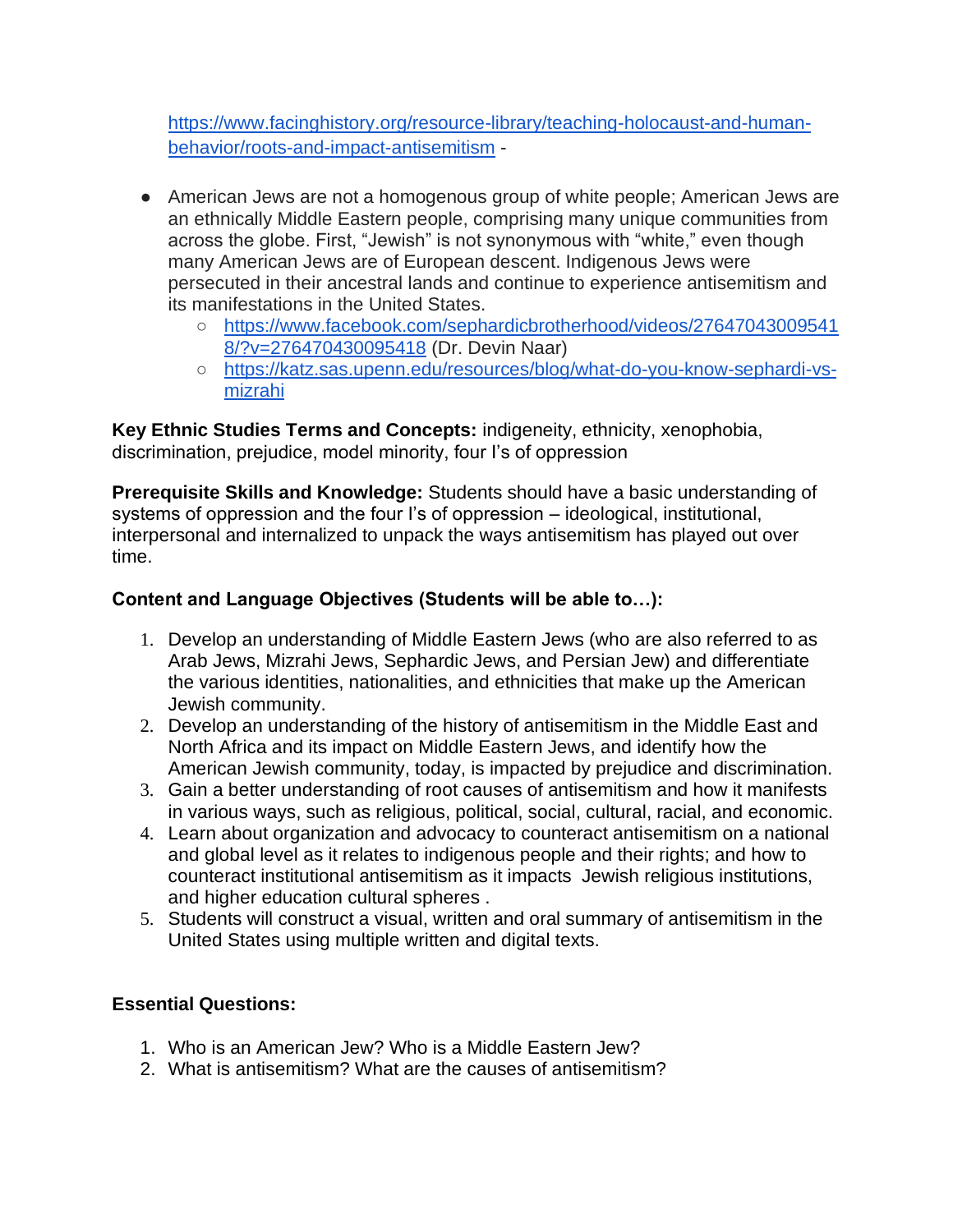[https://www.facinghistory.org/resource-library/teaching-holocaust-and-human-behavior/roots-and-impact-antisemitism](https://www.facinghistory.org/resource-library/teaching-holocaust-and-human-behavior/roots-and-impact-antisemitism) -

- American Jews are not a homogenous group of white people; American Jews are an ethnically Middle Eastern people, comprising many unique communities from across the globe. First, "Jewish" is not synonymous with "white," even though many American Jews are of European descent. Indigenous Jews were persecuted in their ancestral lands and continue to experience antisemitism and its manifestations in the United States.
  - [https://www.facebook.com/sephardicbrotherhood/videos/276470430095418/?v=276470430095418](https://www.facebook.com/sephardicbrotherhood/videos/276470430095418/?v=276470430095418) (Dr. Devin Naar)
  - [https://katz.sas.upenn.edu/resources/blog/what-do-you-know-sephardi-vs-mizrahi](https://katz.sas.upenn.edu/resources/blog/what-do-you-know-sephardi-vs-mizrahi)

**Key Ethnic Studies Terms and Concepts:** indigeneity, ethnicity, xenophobia, discrimination, prejudice, model minority, four I's of oppression

**Prerequisite Skills and Knowledge:** Students should have a basic understanding of systems of oppression and the four I's of oppression – ideological, institutional, interpersonal and internalized to unpack the ways antisemitism has played out over time.

**Content and Language Objectives (Students will be able to…):**

1. Develop an understanding of Middle Eastern Jews (who are also referred to as Arab Jews, Mizrahi Jews, Sephardic Jews, and Persian Jew) and differentiate the various identities, nationalities, and ethnicities that make up the American Jewish community.
2. Develop an understanding of the history of antisemitism in the Middle East and North Africa and its impact on Middle Eastern Jews, and identify how the American Jewish community, today, is impacted by prejudice and discrimination.
3. Gain a better understanding of root causes of antisemitism and how it manifests in various ways, such as religious, political, social, cultural, racial, and economic.
4. Learn about organization and advocacy to counteract antisemitism on a national and global level as it relates to indigenous people and their rights; and how to counteract institutional antisemitism as it impacts Jewish religious institutions, and higher education cultural spheres .
5. Students will construct a visual, written and oral summary of antisemitism in the United States using multiple written and digital texts.

**Essential Questions:**

1. Who is an American Jew? Who is a Middle Eastern Jew?
2. What is antisemitism? What are the causes of antisemitism?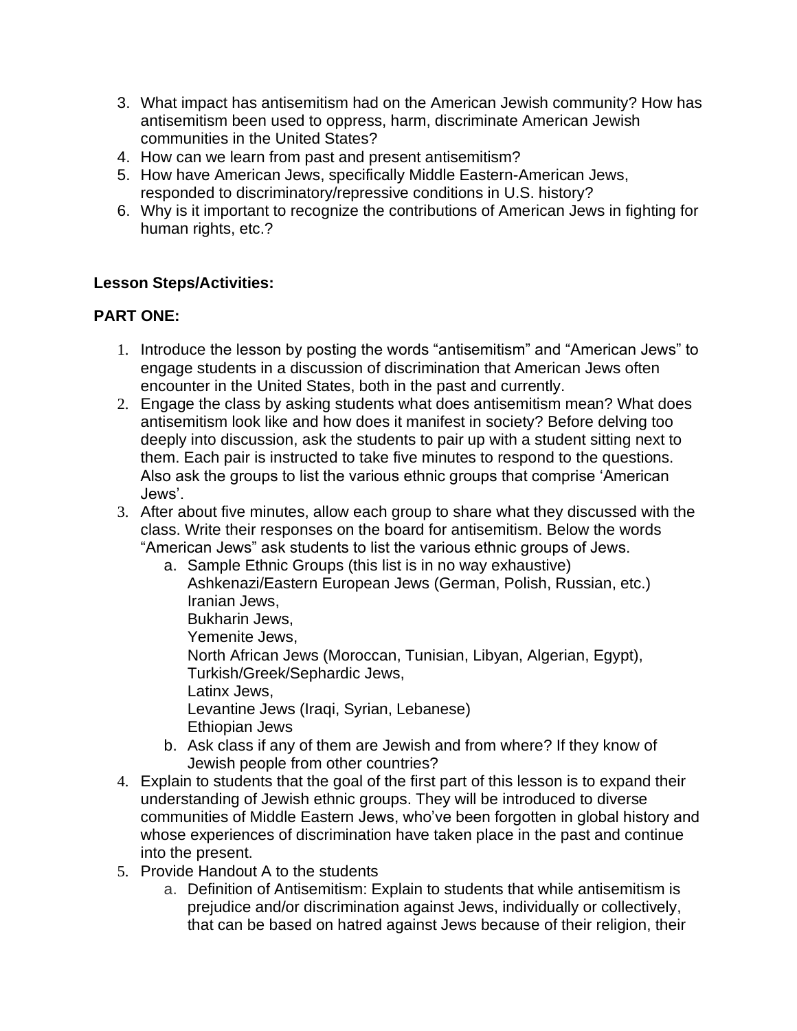3. What impact has antisemitism had on the American Jewish community? How has antisemitism been used to oppress, harm, discriminate American Jewish communities in the United States?
4. How can we learn from past and present antisemitism?
5. How have American Jews, specifically Middle Eastern-American Jews, responded to discriminatory/repressive conditions in U.S. history?
6. Why is it important to recognize the contributions of American Jews in fighting for human rights, etc.?

**Lesson Steps/Activities:**

**PART ONE:**

1. Introduce the lesson by posting the words "antisemitism" and "American Jews" to engage students in a discussion of discrimination that American Jews often encounter in the United States, both in the past and currently.
2. Engage the class by asking students what does antisemitism mean? What does antisemitism look like and how does it manifest in society? Before delving too deeply into discussion, ask the students to pair up with a student sitting next to them. Each pair is instructed to take five minutes to respond to the questions. Also ask the groups to list the various ethnic groups that comprise 'American Jews'.
3. After about five minutes, allow each group to share what they discussed with the class. Write their responses on the board for antisemitism. Below the words "American Jews" ask students to list the various ethnic groups of Jews.
   a. Sample Ethnic Groups (this list is in no way exhaustive)
      Ashkenazi/Eastern European Jews (German, Polish, Russian, etc.)
      Iranian Jews,
      Bukharin Jews,
      Yemenite Jews,
      North African Jews (Moroccan, Tunisian, Libyan, Algerian, Egypt),
      Turkish/Greek/Sephardic Jews,
      Latinx Jews,
      Levantine Jews (Iraqi, Syrian, Lebanese)
      Ethiopian Jews
   b. Ask class if any of them are Jewish and from where? If they know of Jewish people from other countries?
4. Explain to students that the goal of the first part of this lesson is to expand their understanding of Jewish ethnic groups. They will be introduced to diverse communities of Middle Eastern Jews, who've been forgotten in global history and whose experiences of discrimination have taken place in the past and continue into the present.
5. Provide Handout A to the students
   a. Definition of Antisemitism: Explain to students that while antisemitism is prejudice and/or discrimination against Jews, individually or collectively, that can be based on hatred against Jews because of their religion, their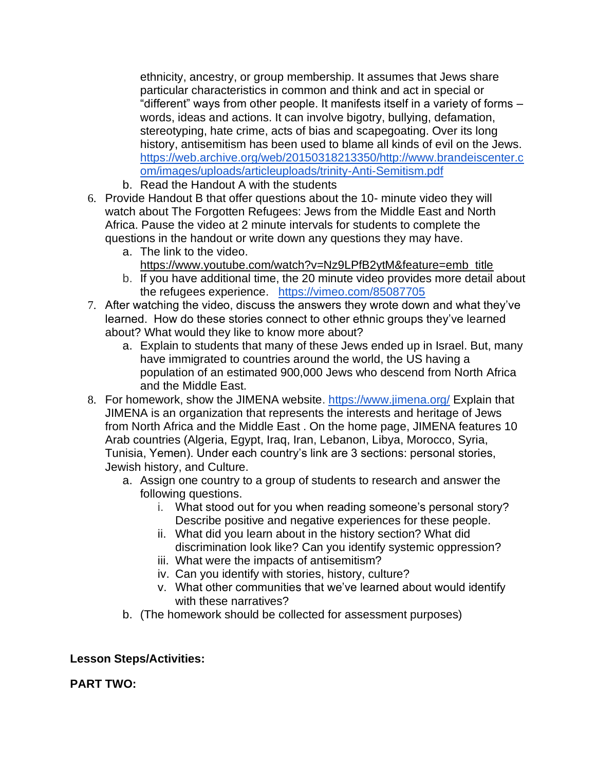ethnicity, ancestry, or group membership. It assumes that Jews share particular characteristics in common and think and act in special or "different" ways from other people. It manifests itself in a variety of forms – words, ideas and actions. It can involve bigotry, bullying, defamation, stereotyping, hate crime, acts of bias and scapegoating. Over its long history, antisemitism has been used to blame all kinds of evil on the Jews. https://web.archive.org/web/20150318213350/http://www.brandeiscenter.com/images/uploads/articleuploads/trinity-Anti-Semitism.pdf

   b. Read the Handout A with the students

6. Provide Handout B that offer questions about the 10- minute video they will watch about The Forgotten Refugees: Jews from the Middle East and North Africa. Pause the video at 2 minute intervals for students to complete the questions in the handout or write down any questions they may have.
   a. The link to the video. https://www.youtube.com/watch?v=Nz9LPfB2ytM&feature=emb_title
   b. If you have additional time, the 20 minute video provides more detail about the refugees experience. https://vimeo.com/85087705
7. After watching the video, discuss the answers they wrote down and what they've learned. How do these stories connect to other ethnic groups they've learned about? What would they like to know more about?
   a. Explain to students that many of these Jews ended up in Israel. But, many have immigrated to countries around the world, the US having a population of an estimated 900,000 Jews who descend from North Africa and the Middle East.
8. For homework, show the JIMENA website. https://www.jimena.org/ Explain that JIMENA is an organization that represents the interests and heritage of Jews from North Africa and the Middle East . On the home page, JIMENA features 10 Arab countries (Algeria, Egypt, Iraq, Iran, Lebanon, Libya, Morocco, Syria, Tunisia, Yemen). Under each country's link are 3 sections: personal stories, Jewish history, and Culture.
   a. Assign one country to a group of students to research and answer the following questions.
      i. What stood out for you when reading someone's personal story? Describe positive and negative experiences for these people.
      ii. What did you learn about in the history section? What did discrimination look like? Can you identify systemic oppression?
      iii. What were the impacts of antisemitism?
      iv. Can you identify with stories, history, culture?
      v. What other communities that we've learned about would identify with these narratives?
   b. (The homework should be collected for assessment purposes)

**Lesson Steps/Activities:**

**PART TWO:**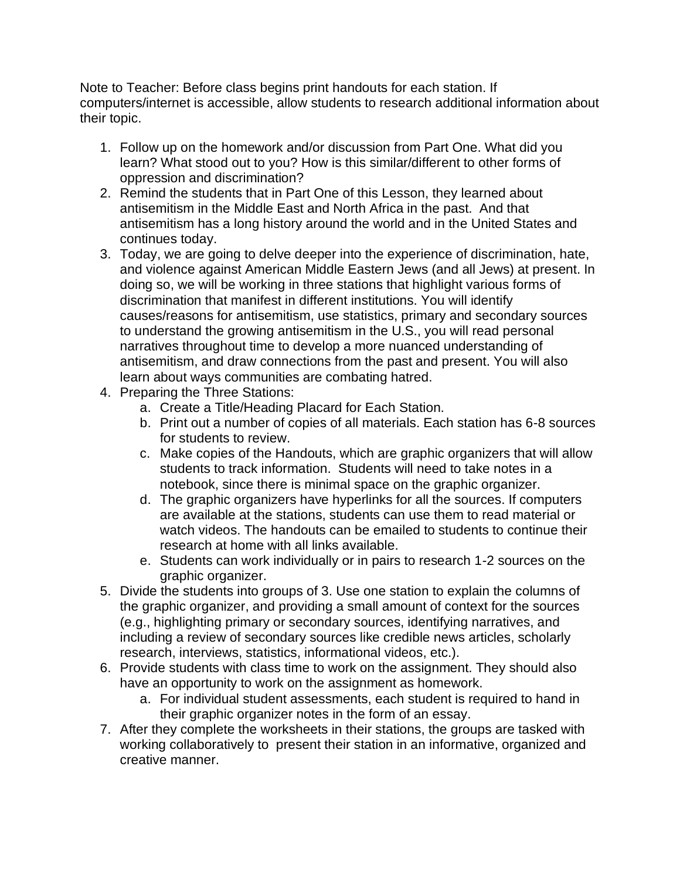Note to Teacher: Before class begins print handouts for each station. If computers/internet is accessible, allow students to research additional information about their topic.

1. Follow up on the homework and/or discussion from Part One. What did you learn? What stood out to you? How is this similar/different to other forms of oppression and discrimination?
2. Remind the students that in Part One of this Lesson, they learned about antisemitism in the Middle East and North Africa in the past. And that antisemitism has a long history around the world and in the United States and continues today.
3. Today, we are going to delve deeper into the experience of discrimination, hate, and violence against American Middle Eastern Jews (and all Jews) at present. In doing so, we will be working in three stations that highlight various forms of discrimination that manifest in different institutions. You will identify causes/reasons for antisemitism, use statistics, primary and secondary sources to understand the growing antisemitism in the U.S., you will read personal narratives throughout time to develop a more nuanced understanding of antisemitism, and draw connections from the past and present. You will also learn about ways communities are combating hatred.
4. Preparing the Three Stations:
   a. Create a Title/Heading Placard for Each Station.
   b. Print out a number of copies of all materials. Each station has 6-8 sources for students to review.
   c. Make copies of the Handouts, which are graphic organizers that will allow students to track information. Students will need to take notes in a notebook, since there is minimal space on the graphic organizer.
   d. The graphic organizers have hyperlinks for all the sources. If computers are available at the stations, students can use them to read material or watch videos. The handouts can be emailed to students to continue their research at home with all links available.
   e. Students can work individually or in pairs to research 1-2 sources on the graphic organizer.
5. Divide the students into groups of 3. Use one station to explain the columns of the graphic organizer, and providing a small amount of context for the sources (e.g., highlighting primary or secondary sources, identifying narratives, and including a review of secondary sources like credible news articles, scholarly research, interviews, statistics, informational videos, etc.).
6. Provide students with class time to work on the assignment. They should also have an opportunity to work on the assignment as homework.
   a. For individual student assessments, each student is required to hand in their graphic organizer notes in the form of an essay.
7. After they complete the worksheets in their stations, the groups are tasked with working collaboratively to present their station in an informative, organized and creative manner.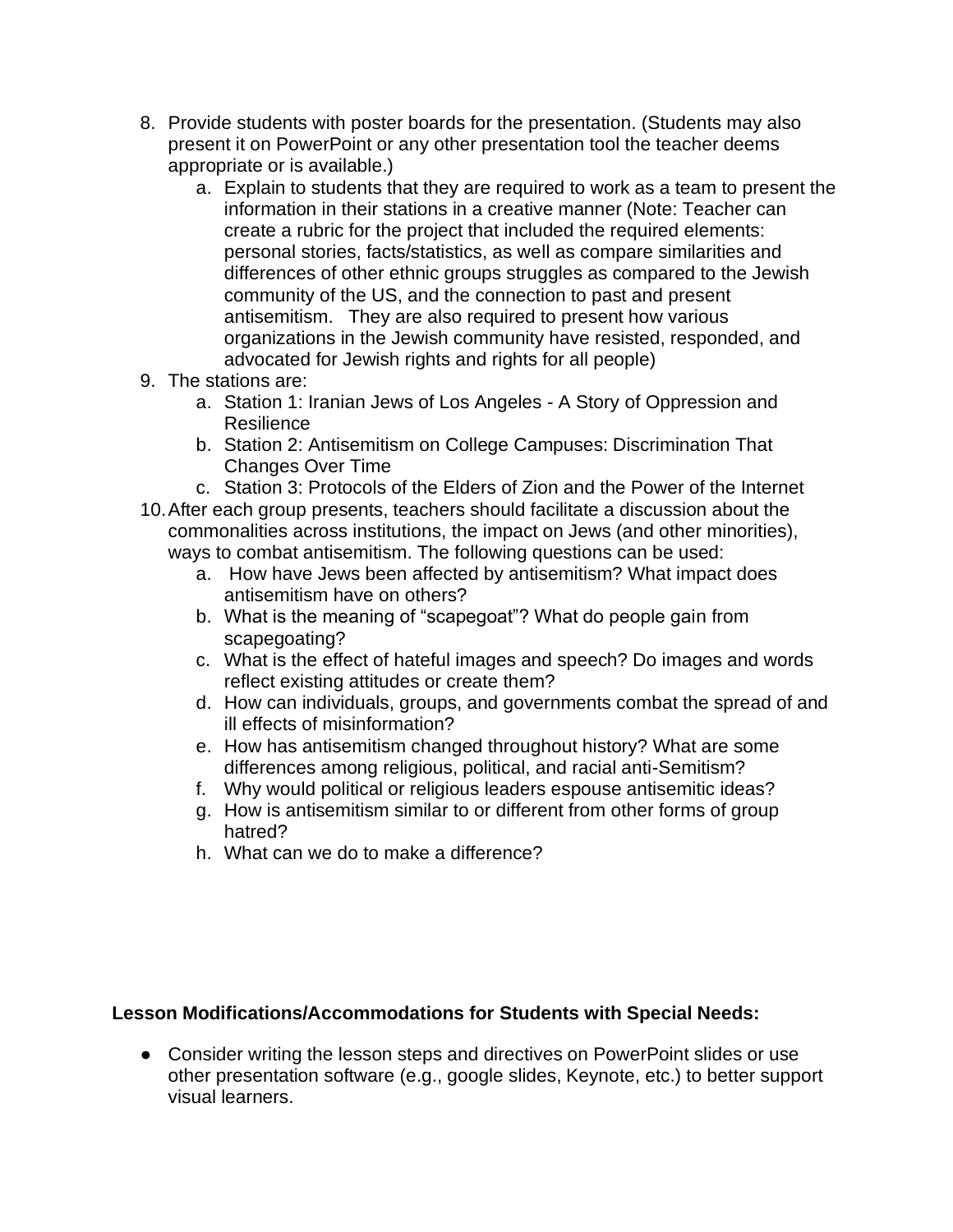8. Provide students with poster boards for the presentation. (Students may also present it on PowerPoint or any other presentation tool the teacher deems appropriate or is available.)
    a. Explain to students that they are required to work as a team to present the information in their stations in a creative manner (Note: Teacher can create a rubric for the project that included the required elements: personal stories, facts/statistics, as well as compare similarities and differences of other ethnic groups struggles as compared to the Jewish community of the US, and the connection to past and present antisemitism.   They are also required to present how various organizations in the Jewish community have resisted, responded, and advocated for Jewish rights and rights for all people)
9. The stations are:
    a. Station 1: Iranian Jews of Los Angeles - A Story of Oppression and Resilience
    b. Station 2: Antisemitism on College Campuses: Discrimination That Changes Over Time
    c. Station 3: Protocols of the Elders of Zion and the Power of the Internet
10. After each group presents, teachers should facilitate a discussion about the commonalities across institutions, the impact on Jews (and other minorities), ways to combat antisemitism. The following questions can be used:
    a. How have Jews been affected by antisemitism? What impact does antisemitism have on others?
    b. What is the meaning of "scapegoat"? What do people gain from scapegoating?
    c. What is the effect of hateful images and speech? Do images and words reflect existing attitudes or create them?
    d. How can individuals, groups, and governments combat the spread of and ill effects of misinformation?
    e. How has antisemitism changed throughout history? What are some differences among religious, political, and racial anti-Semitism?
    f. Why would political or religious leaders espouse antisemitic ideas?
    g. How is antisemitism similar to or different from other forms of group hatred?
    h. What can we do to make a difference?

**Lesson Modifications/Accommodations for Students with Special Needs:**

- Consider writing the lesson steps and directives on PowerPoint slides or use other presentation software (e.g., google slides, Keynote, etc.) to better support visual learners.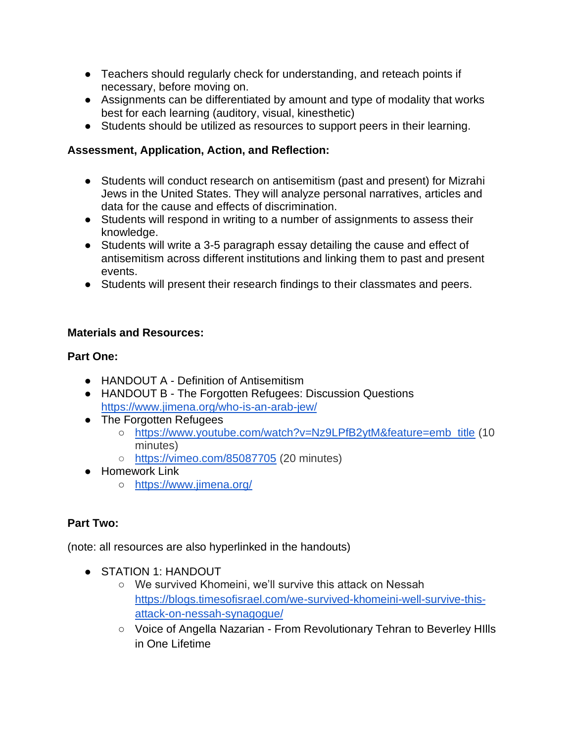- Teachers should regularly check for understanding, and reteach points if necessary, before moving on.
- Assignments can be differentiated by amount and type of modality that works best for each learning (auditory, visual, kinesthetic)
- Students should be utilized as resources to support peers in their learning.

**Assessment, Application, Action, and Reflection:**

- Students will conduct research on antisemitism (past and present) for Mizrahi Jews in the United States. They will analyze personal narratives, articles and data for the cause and effects of discrimination.
- Students will respond in writing to a number of assignments to assess their knowledge.
- Students will write a 3-5 paragraph essay detailing the cause and effect of antisemitism across different institutions and linking them to past and present events.
- Students will present their research findings to their classmates and peers.

**Materials and Resources:**

**Part One:**

- HANDOUT A - Definition of Antisemitism
- HANDOUT B - The Forgotten Refugees: Discussion Questions https://www.jimena.org/who-is-an-arab-jew/
- The Forgotten Refugees
    - https://www.youtube.com/watch?v=Nz9LPfB2ytM&feature=emb_title (10 minutes)
    - https://vimeo.com/85087705 (20 minutes)
- Homework Link
    - https://www.jimena.org/

**Part Two:**

(note: all resources are also hyperlinked in the handouts)

- STATION 1: HANDOUT
    - We survived Khomeini, we'll survive this attack on Nessah https://blogs.timesofisrael.com/we-survived-khomeini-well-survive-this-attack-on-nessah-synagogue/
    - Voice of Angella Nazarian - From Revolutionary Tehran to Beverley HIlls in One Lifetime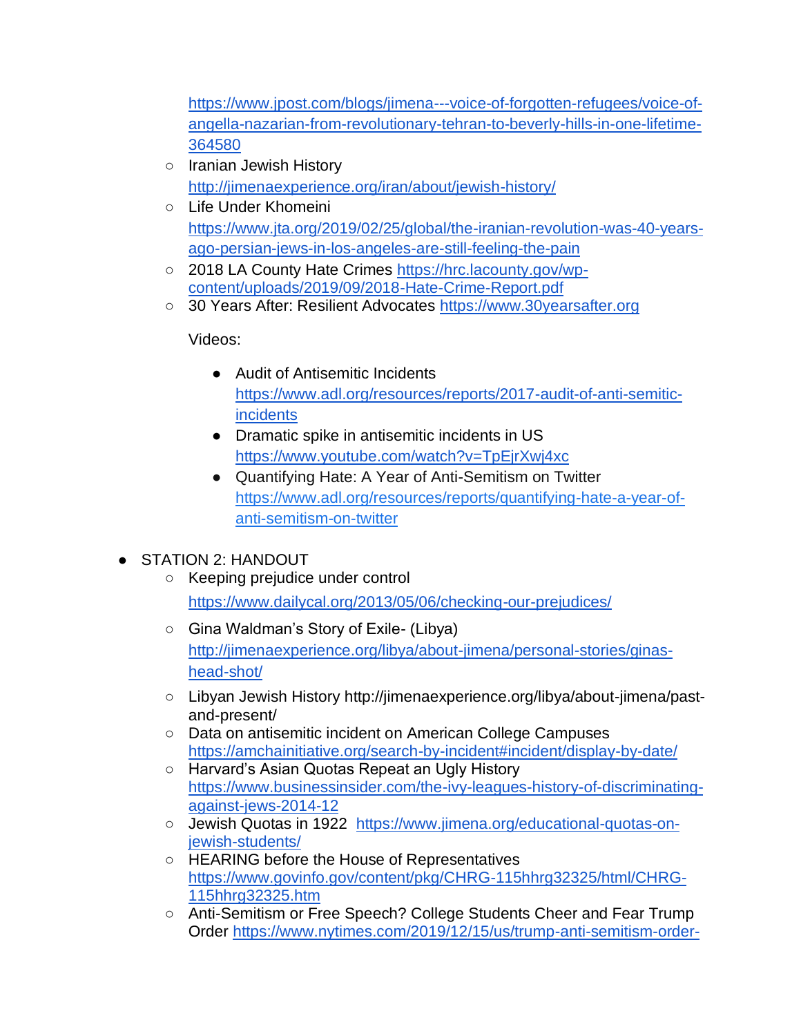- https://www.jpost.com/blogs/jimena---voice-of-forgotten-refugees/voice-of-angella-nazarian-from-revolutionary-tehran-to-beverly-hills-in-one-lifetime-364580
    - Iranian Jewish History http://jimenaexperience.org/iran/about/jewish-history/
    - Life Under Khomeini https://www.jta.org/2019/02/25/global/the-iranian-revolution-was-40-years-ago-persian-jews-in-los-angeles-are-still-feeling-the-pain
    - 2018 LA County Hate Crimes https://hrc.lacounty.gov/wp-content/uploads/2019/09/2018-Hate-Crime-Report.pdf
    - 30 Years After: Resilient Advocates https://www.30yearsafter.org

    Videos:

    - Audit of Antisemitic Incidents https://www.adl.org/resources/reports/2017-audit-of-anti-semitic-incidents
    - Dramatic spike in antisemitic incidents in US https://www.youtube.com/watch?v=TpEjrXwj4xc
    - Quantifying Hate: A Year of Anti-Semitism on Twitter https://www.adl.org/resources/reports/quantifying-hate-a-year-of-anti-semitism-on-twitter

- STATION 2: HANDOUT
    - Keeping prejudice under control https://www.dailycal.org/2013/05/06/checking-our-prejudices/
    - Gina Waldman's Story of Exile- (Libya) http://jimenaexperience.org/libya/about-jimena/personal-stories/ginas-head-shot/
    - Libyan Jewish History http://jimenaexperience.org/libya/about-jimena/past-and-present/
    - Data on antisemitic incident on American College Campuses https://amchainitiative.org/search-by-incident#incident/display-by-date/
    - Harvard's Asian Quotas Repeat an Ugly History https://www.businessinsider.com/the-ivy-leagues-history-of-discriminating-against-jews-2014-12
    - Jewish Quotas in 1922 https://www.jimena.org/educational-quotas-on-jewish-students/
    - HEARING before the House of Representatives https://www.govinfo.gov/content/pkg/CHRG-115hhrg32325/html/CHRG-115hhrg32325.htm
    - Anti-Semitism or Free Speech? College Students Cheer and Fear Trump Order https://www.nytimes.com/2019/12/15/us/trump-anti-semitism-order-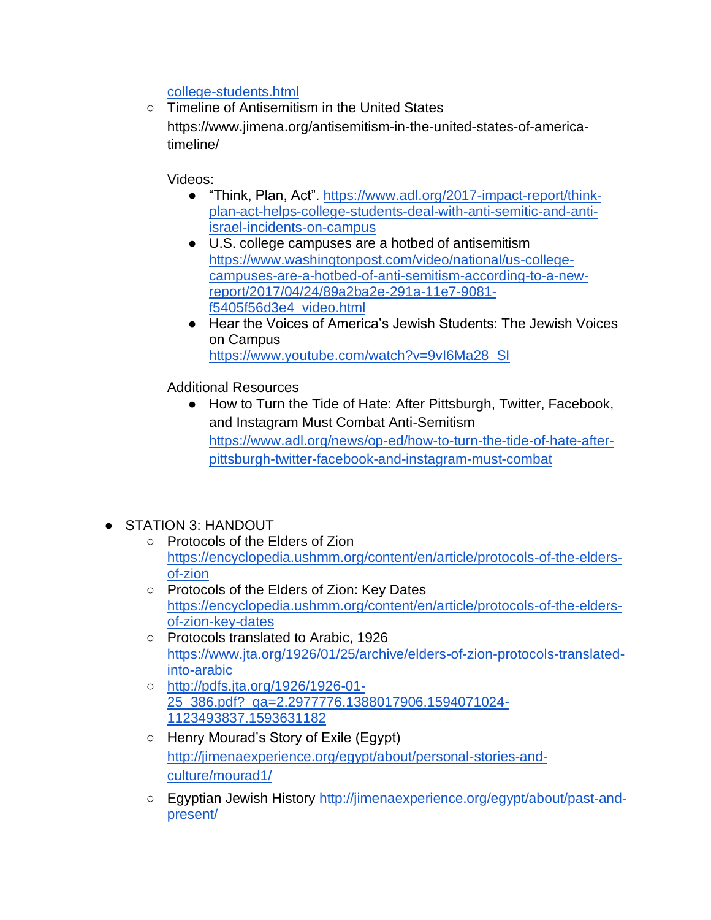- college-students.html
    - Timeline of Antisemitism in the United States https://www.jimena.org/antisemitism-in-the-united-states-of-america-timeline/

      Videos:
      - "Think, Plan, Act". https://www.adl.org/2017-impact-report/think-plan-act-helps-college-students-deal-with-anti-semitic-and-anti-israel-incidents-on-campus
      - U.S. college campuses are a hotbed of antisemitism https://www.washingtonpost.com/video/national/us-college-campuses-are-a-hotbed-of-anti-semitism-according-to-a-new-report/2017/04/24/89a2ba2e-291a-11e7-9081-f5405f56d3e4_video.html
      - Hear the Voices of America's Jewish Students: The Jewish Voices on Campus https://www.youtube.com/watch?v=9vI6Ma28_SI

      Additional Resources
      - How to Turn the Tide of Hate: After Pittsburgh, Twitter, Facebook, and Instagram Must Combat Anti-Semitism https://www.adl.org/news/op-ed/how-to-turn-the-tide-of-hate-after-pittsburgh-twitter-facebook-and-instagram-must-combat

- STATION 3: HANDOUT
    - Protocols of the Elders of Zion https://encyclopedia.ushmm.org/content/en/article/protocols-of-the-elders-of-zion
    - Protocols of the Elders of Zion: Key Dates https://encyclopedia.ushmm.org/content/en/article/protocols-of-the-elders-of-zion-key-dates
    - Protocols translated to Arabic, 1926 https://www.jta.org/1926/01/25/archive/elders-of-zion-protocols-translated-into-arabic
    - http://pdfs.jta.org/1926/1926-01-25_386.pdf?_ga=2.2977776.1388017906.1594071024-1123493837.1593631182
    - Henry Mourad's Story of Exile (Egypt) http://jimenaexperience.org/egypt/about/personal-stories-and-culture/mourad1/
    - Egyptian Jewish History http://jimenaexperience.org/egypt/about/past-and-present/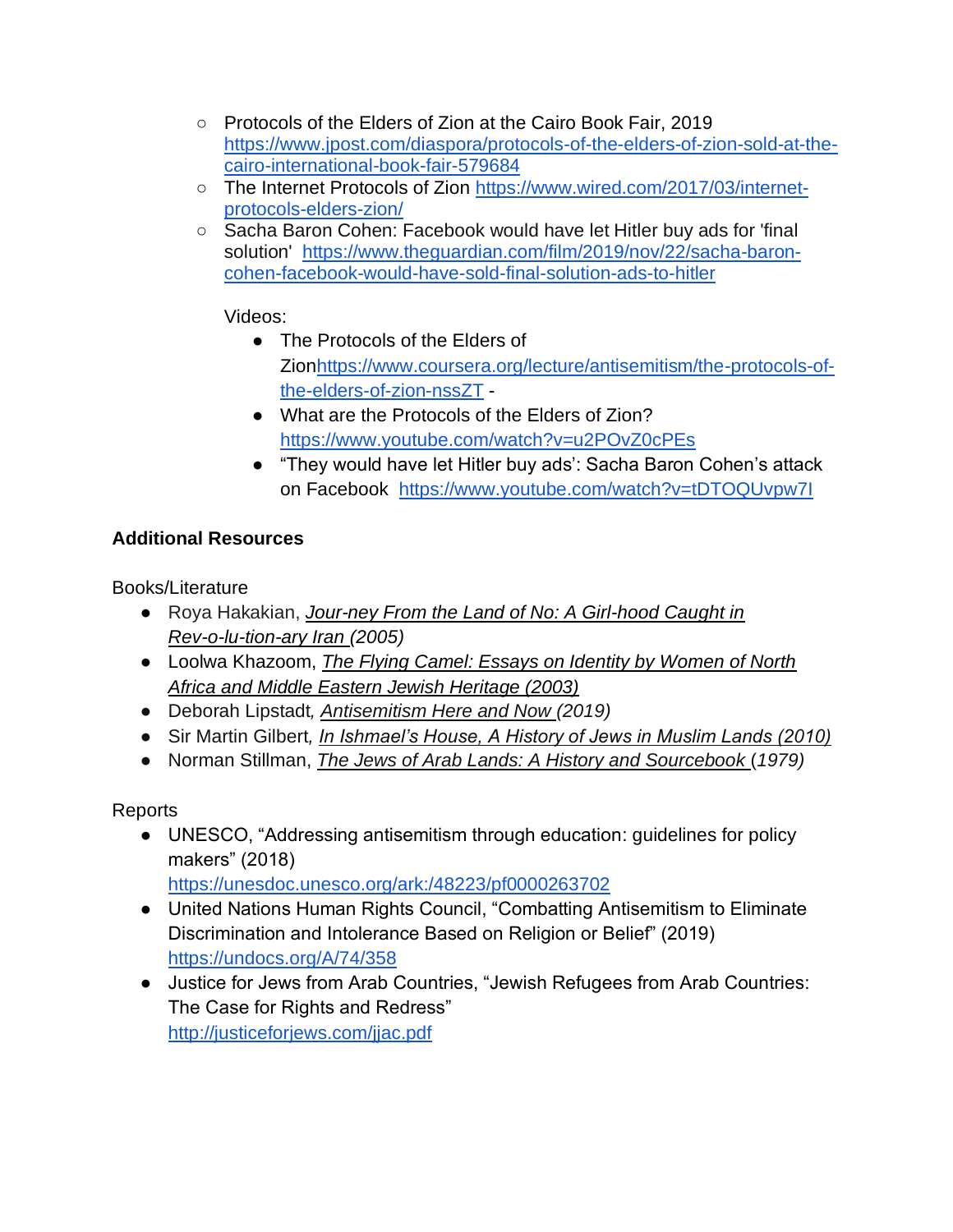- Protocols of the Elders of Zion at the Cairo Book Fair, 2019 [https://www.jpost.com/diaspora/protocols-of-the-elders-of-zion-sold-at-the-cairo-international-book-fair-579684](https://www.jpost.com/diaspora/protocols-of-the-elders-of-zion-sold-at-the-cairo-international-book-fair-579684)
- The Internet Protocols of Zion [https://www.wired.com/2017/03/internet-protocols-elders-zion/](https://www.wired.com/2017/03/internet-protocols-elders-zion/)
- Sacha Baron Cohen: Facebook would have let Hitler buy ads for 'final solution' [https://www.theguardian.com/film/2019/nov/22/sacha-baron-cohen-facebook-would-have-sold-final-solution-ads-to-hitler](https://www.theguardian.com/film/2019/nov/22/sacha-baron-cohen-facebook-would-have-sold-final-solution-ads-to-hitler)

Videos:

- The Protocols of the Elders of Zion[https://www.coursera.org/lecture/antisemitism/the-protocols-of-the-elders-of-zion-nssZT](https://www.coursera.org/lecture/antisemitism/the-protocols-of-the-elders-of-zion-nssZT) -
- What are the Protocols of the Elders of Zion? [https://www.youtube.com/watch?v=u2POvZ0cPEs](https://www.youtube.com/watch?v=u2POvZ0cPEs)
- "They would have let Hitler buy ads': Sacha Baron Cohen's attack on Facebook [https://www.youtube.com/watch?v=tDTOQUvpw7I](https://www.youtube.com/watch?v=tDTOQUvpw7I)

**Additional Resources**

Books/Literature

- Roya Hakakian, *Jour-ney From the Land of No: A Girl-hood Caught in Rev-o-lu-tion-ary Iran (2005)*
- Loolwa Khazoom, *The Flying Camel: Essays on Identity by Women of North Africa and Middle Eastern Jewish Heritage (2003)*
- Deborah Lipstadt, *Antisemitism Here and Now (2019)*
- Sir Martin Gilbert, *In Ishmael's House, A History of Jews in Muslim Lands (2010)*
- Norman Stillman, *The Jews of Arab Lands: A History and Sourcebook* (1979)

Reports

- UNESCO, "Addressing antisemitism through education: guidelines for policy makers" (2018) [https://unesdoc.unesco.org/ark:/48223/pf0000263702](https://unesdoc.unesco.org/ark:/48223/pf0000263702)
- United Nations Human Rights Council, "Combatting Antisemitism to Eliminate Discrimination and Intolerance Based on Religion or Belief" (2019) [https://undocs.org/A/74/358](https://undocs.org/A/74/358)
- Justice for Jews from Arab Countries, "Jewish Refugees from Arab Countries: The Case for Rights and Redress" [http://justiceforjews.com/jjac.pdf](http://justiceforjews.com/jjac.pdf)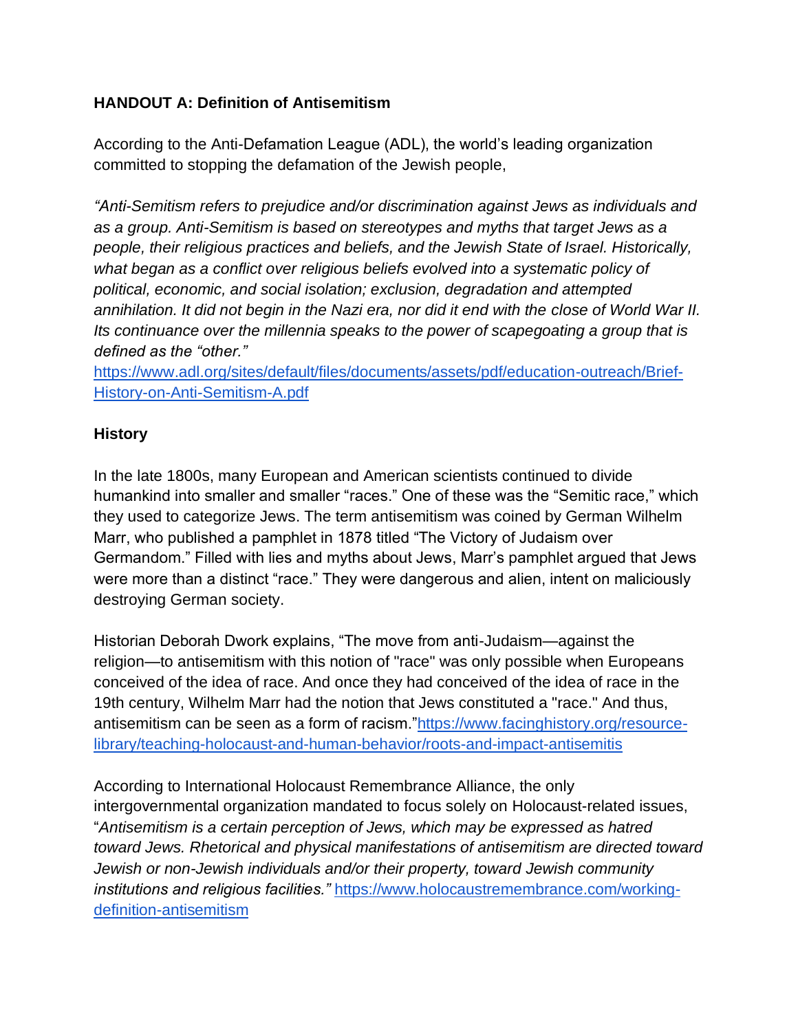**HANDOUT A: Definition of Antisemitism**

According to the Anti-Defamation League (ADL), the world's leading organization committed to stopping the defamation of the Jewish people,

*"Anti-Semitism refers to prejudice and/or discrimination against Jews as individuals and as a group. Anti-Semitism is based on stereotypes and myths that target Jews as a people, their religious practices and beliefs, and the Jewish State of Israel. Historically, what began as a conflict over religious beliefs evolved into a systematic policy of political, economic, and social isolation; exclusion, degradation and attempted annihilation. It did not begin in the Nazi era, nor did it end with the close of World War II. Its continuance over the millennia speaks to the power of scapegoating a group that is defined as the "other."*
https://www.adl.org/sites/default/files/documents/assets/pdf/education-outreach/Brief-History-on-Anti-Semitism-A.pdf

**History**

In the late 1800s, many European and American scientists continued to divide humankind into smaller and smaller "races." One of these was the "Semitic race," which they used to categorize Jews. The term antisemitism was coined by German Wilhelm Marr, who published a pamphlet in 1878 titled "The Victory of Judaism over Germandom." Filled with lies and myths about Jews, Marr's pamphlet argued that Jews were more than a distinct "race." They were dangerous and alien, intent on maliciously destroying German society.

Historian Deborah Dwork explains, "The move from anti-Judaism—against the religion—to antisemitism with this notion of "race" was only possible when Europeans conceived of the idea of race. And once they had conceived of the idea of race in the 19th century, Wilhelm Marr had the notion that Jews constituted a "race." And thus, antisemitism can be seen as a form of racism."https://www.facinghistory.org/resource-library/teaching-holocaust-and-human-behavior/roots-and-impact-antisemitis

According to International Holocaust Remembrance Alliance, the only intergovernmental organization mandated to focus solely on Holocaust-related issues, "*Antisemitism is a certain perception of Jews, which may be expressed as hatred toward Jews. Rhetorical and physical manifestations of antisemitism are directed toward Jewish or non-Jewish individuals and/or their property, toward Jewish community institutions and religious facilities."* https://www.holocaustremembrance.com/working-definition-antisemitism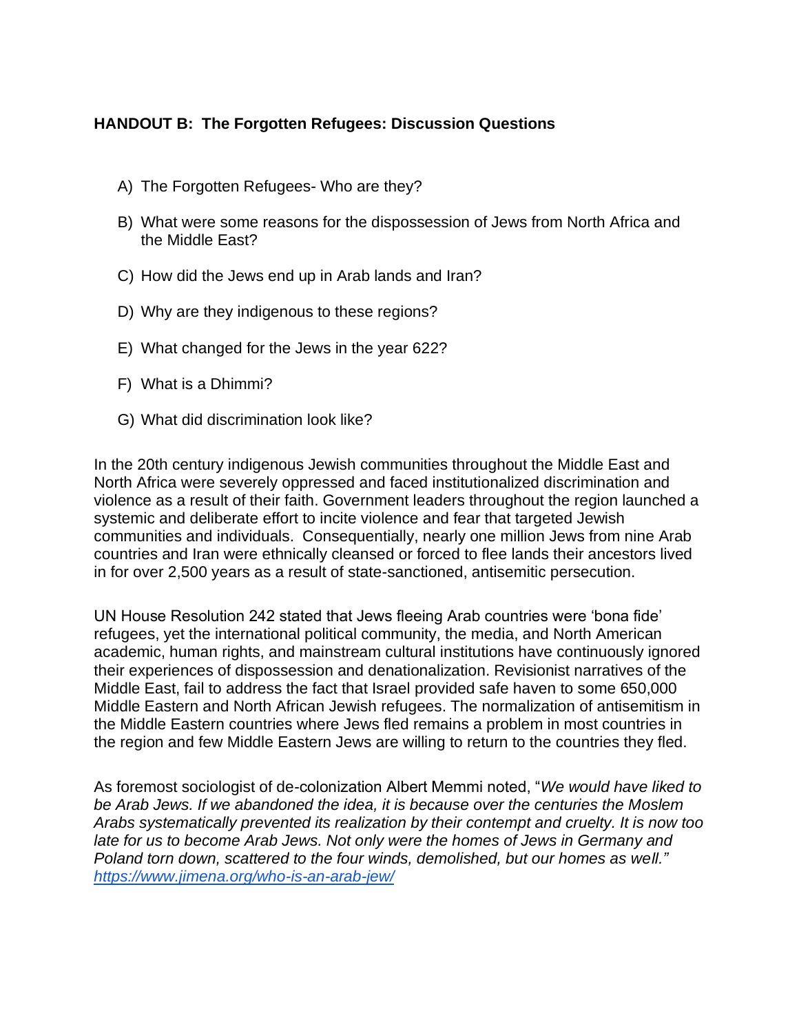**HANDOUT B: The Forgotten Refugees: Discussion Questions**

A) The Forgotten Refugees- Who are they?

B) What were some reasons for the dispossession of Jews from North Africa and the Middle East?

C) How did the Jews end up in Arab lands and Iran?

D) Why are they indigenous to these regions?

E) What changed for the Jews in the year 622?

F) What is a Dhimmi?

G) What did discrimination look like?

In the 20th century indigenous Jewish communities throughout the Middle East and North Africa were severely oppressed and faced institutionalized discrimination and violence as a result of their faith. Government leaders throughout the region launched a systemic and deliberate effort to incite violence and fear that targeted Jewish communities and individuals. Consequentially, nearly one million Jews from nine Arab countries and Iran were ethnically cleansed or forced to flee lands their ancestors lived in for over 2,500 years as a result of state-sanctioned, antisemitic persecution.

UN House Resolution 242 stated that Jews fleeing Arab countries were 'bona fide' refugees, yet the international political community, the media, and North American academic, human rights, and mainstream cultural institutions have continuously ignored their experiences of dispossession and denationalization. Revisionist narratives of the Middle East, fail to address the fact that Israel provided safe haven to some 650,000 Middle Eastern and North African Jewish refugees. The normalization of antisemitism in the Middle Eastern countries where Jews fled remains a problem in most countries in the region and few Middle Eastern Jews are willing to return to the countries they fled.

As foremost sociologist of de-colonization Albert Memmi noted, "*We would have liked to be Arab Jews. If we abandoned the idea, it is because over the centuries the Moslem Arabs systematically prevented its realization by their contempt and cruelty. It is now too late for us to become Arab Jews. Not only were the homes of Jews in Germany and Poland torn down, scattered to the four winds, demolished, but our homes as well.*" https://www.jimena.org/who-is-an-arab-jew/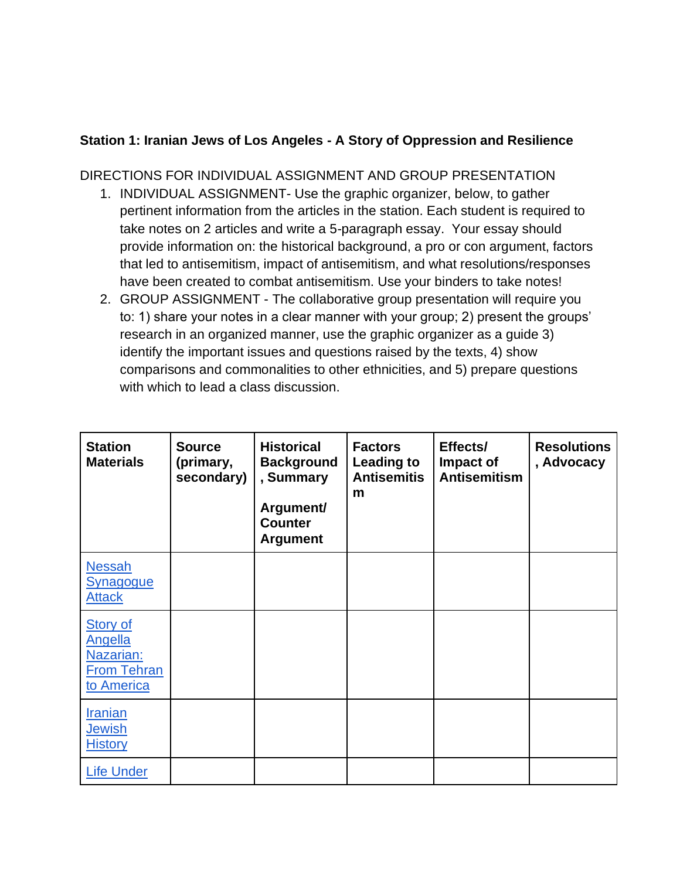**Station 1: Iranian Jews of Los Angeles - A Story of Oppression and Resilience**

DIRECTIONS FOR INDIVIDUAL ASSIGNMENT AND GROUP PRESENTATION

1. INDIVIDUAL ASSIGNMENT- Use the graphic organizer, below, to gather pertinent information from the articles in the station. Each student is required to take notes on 2 articles and write a 5-paragraph essay. Your essay should provide information on: the historical background, a pro or con argument, factors that led to antisemitism, impact of antisemitism, and what resolutions/responses have been created to combat antisemitism. Use your binders to take notes!
2. GROUP ASSIGNMENT - The collaborative group presentation will require you to: 1) share your notes in a clear manner with your group; 2) present the groups' research in an organized manner, use the graphic organizer as a guide 3) identify the important issues and questions raised by the texts, 4) show comparisons and commonalities to other ethnicities, and 5) prepare questions with which to lead a class discussion.

| **Station Materials** | **Source (primary, secondary)** | **Historical Background, Summary**<br><br>**Argument/ Counter Argument** | **Factors Leading to Antisemitism** | **Effects/ Impact of Antisemitism** | **Resolutions, Advocacy** |
|---|---|---|---|---|---|
| Nessah Synagogue Attack | | | | | |
| Story of Angella Nazarian: From Tehran to America | | | | | |
| Iranian Jewish History | | | | | |
| Life Under | | | | | |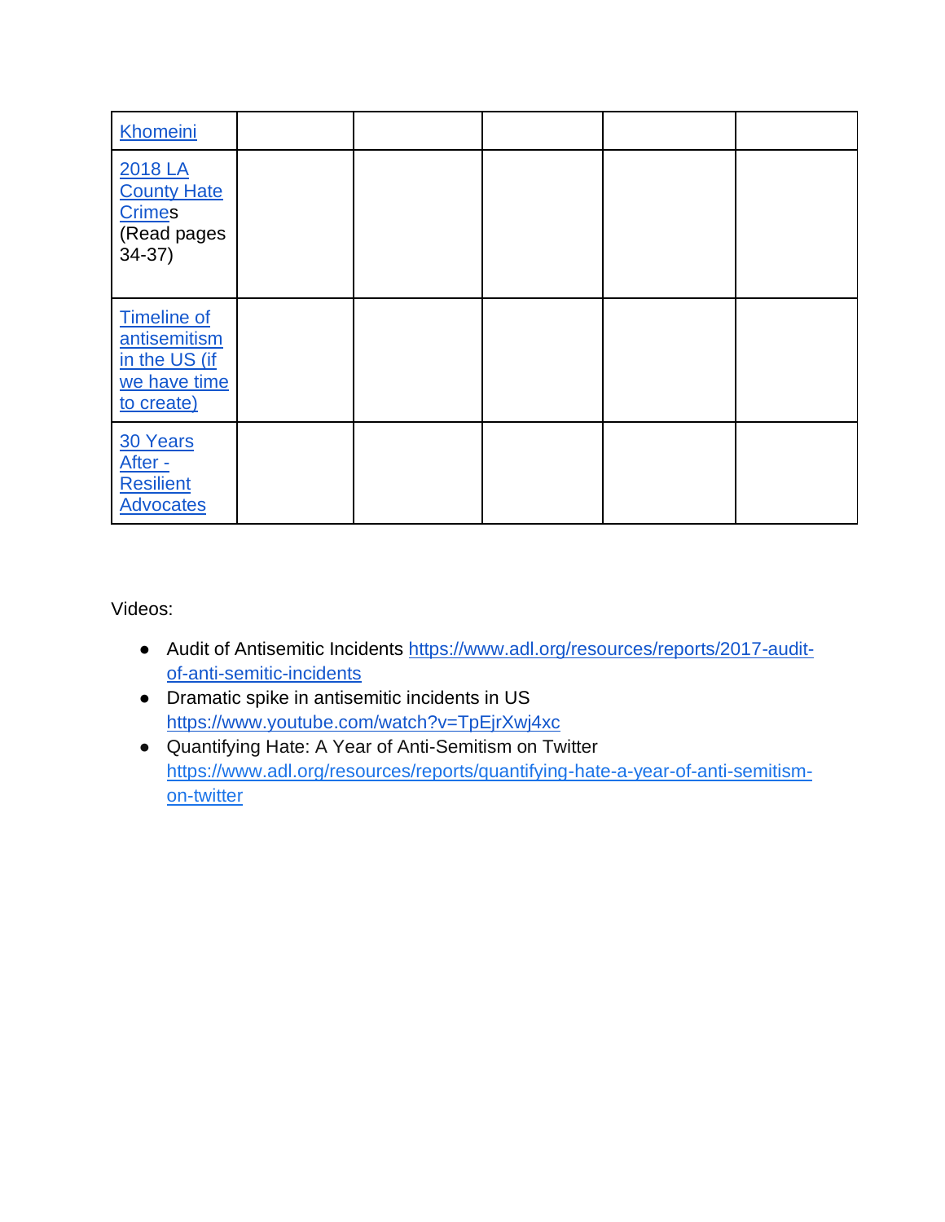| | | | | | |
|---|---|---|---|---|---|
| Khomeini | | | | | |
| 2018 LA County Hate Crimes (Read pages 34-37) | | | | | |
| Timeline of antisemitism in the US (if we have time to create) | | | | | |
| 30 Years After - Resilient Advocates | | | | | |

Videos:

- Audit of Antisemitic Incidents https://www.adl.org/resources/reports/2017-audit-of-anti-semitic-incidents
- Dramatic spike in antisemitic incidents in US https://www.youtube.com/watch?v=TpEjrXwj4xc
- Quantifying Hate: A Year of Anti-Semitism on Twitter https://www.adl.org/resources/reports/quantifying-hate-a-year-of-anti-semitism-on-twitter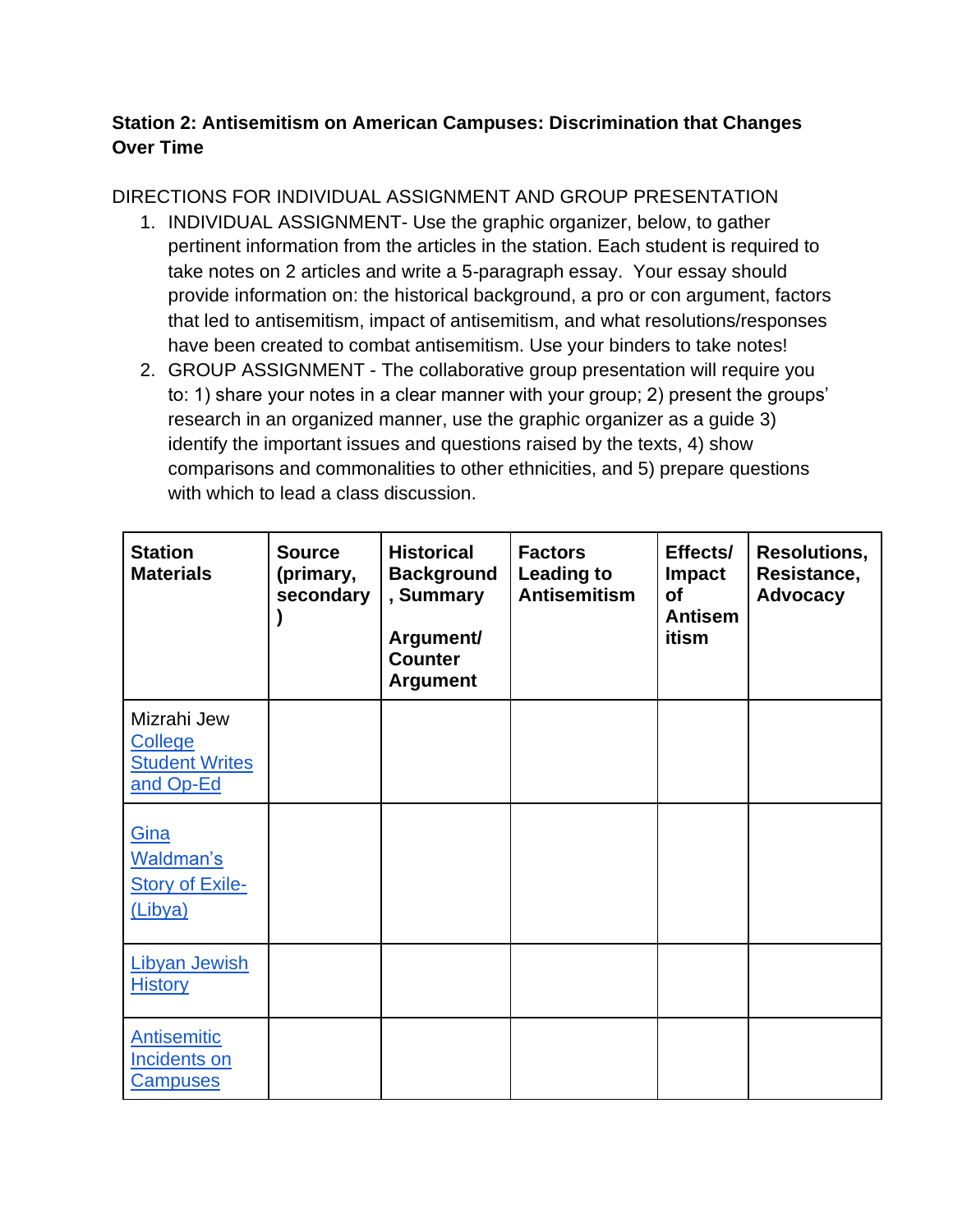**Station 2: Antisemitism on American Campuses: Discrimination that Changes Over Time**

DIRECTIONS FOR INDIVIDUAL ASSIGNMENT AND GROUP PRESENTATION

1. INDIVIDUAL ASSIGNMENT- Use the graphic organizer, below, to gather pertinent information from the articles in the station. Each student is required to take notes on 2 articles and write a 5-paragraph essay. Your essay should provide information on: the historical background, a pro or con argument, factors that led to antisemitism, impact of antisemitism, and what resolutions/responses have been created to combat antisemitism. Use your binders to take notes!
2. GROUP ASSIGNMENT - The collaborative group presentation will require you to: 1) share your notes in a clear manner with your group; 2) present the groups' research in an organized manner, use the graphic organizer as a guide 3) identify the important issues and questions raised by the texts, 4) show comparisons and commonalities to other ethnicities, and 5) prepare questions with which to lead a class discussion.

| **Station Materials** | **Source (primary, secondary)** | **Historical Background, Summary**<br><br>**Argument/ Counter Argument** | **Factors Leading to Antisemitism** | **Effects/ Impact of Antisemitism** | **Resolutions, Resistance, Advocacy** |
|---|---|---|---|---|---|
| Mizrahi Jew College Student Writes and Op-Ed | | | | | |
| Gina Waldman's Story of Exile- (Libya) | | | | | |
| Libyan Jewish History | | | | | |
| Antisemitic Incidents on Campuses | | | | | |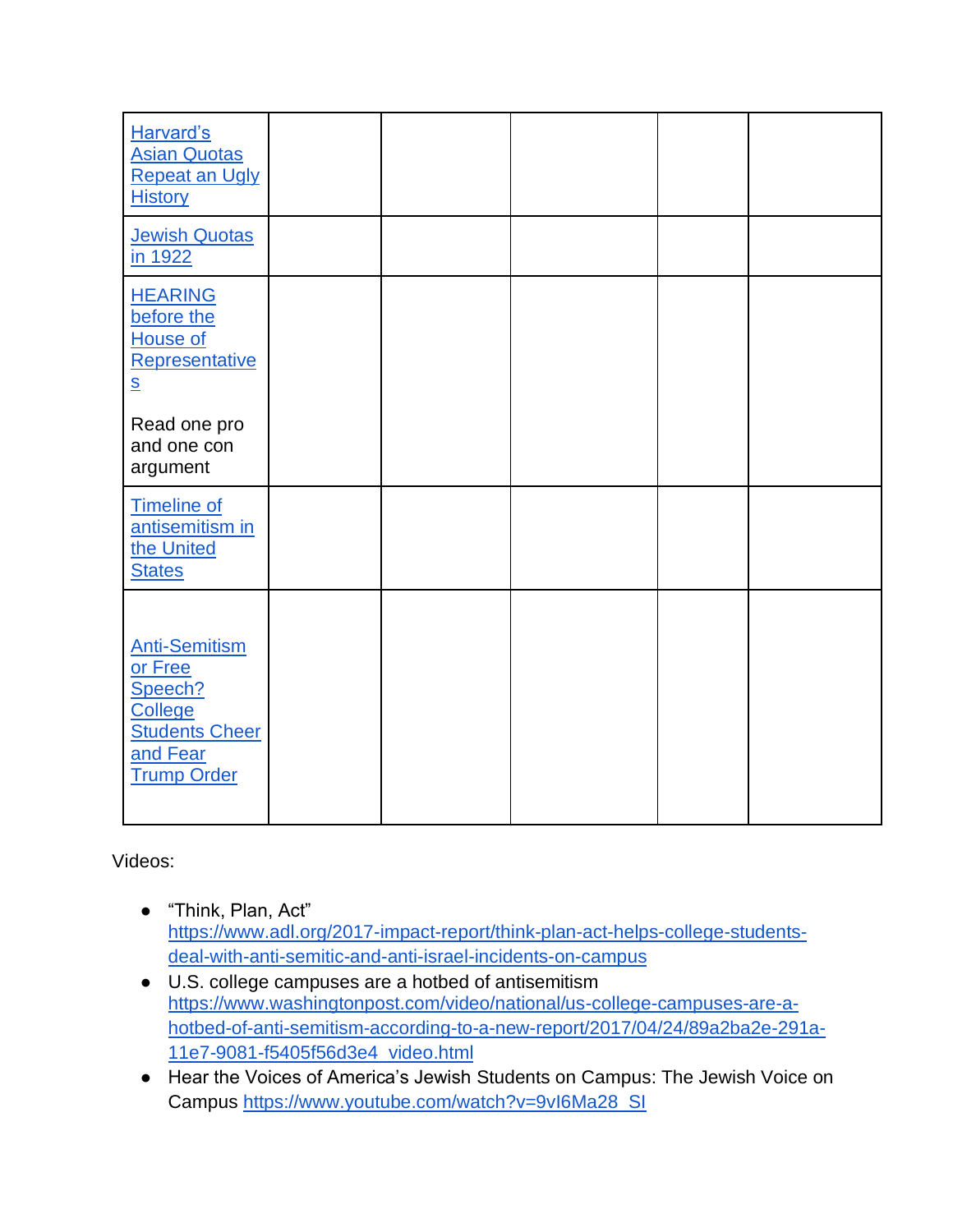| | | | | | |
|---|---|---|---|---|---|
| Harvard's Asian Quotas Repeat an Ugly History | | | | | |
| Jewish Quotas in 1922 | | | | | |
| HEARING before the House of Representatives<br><br>Read one pro and one con argument | | | | | |
| Timeline of antisemitism in the United States | | | | | |
| Anti-Semitism or Free Speech? College Students Cheer and Fear Trump Order | | | | | |

Videos:

- "Think, Plan, Act" https://www.adl.org/2017-impact-report/think-plan-act-helps-college-students-deal-with-anti-semitic-and-anti-israel-incidents-on-campus
- U.S. college campuses are a hotbed of antisemitism https://www.washingtonpost.com/video/national/us-college-campuses-are-a-hotbed-of-anti-semitism-according-to-a-new-report/2017/04/24/89a2ba2e-291a-11e7-9081-f5405f56d3e4_video.html
- Hear the Voices of America's Jewish Students on Campus: The Jewish Voice on Campus https://www.youtube.com/watch?v=9vI6Ma28_SI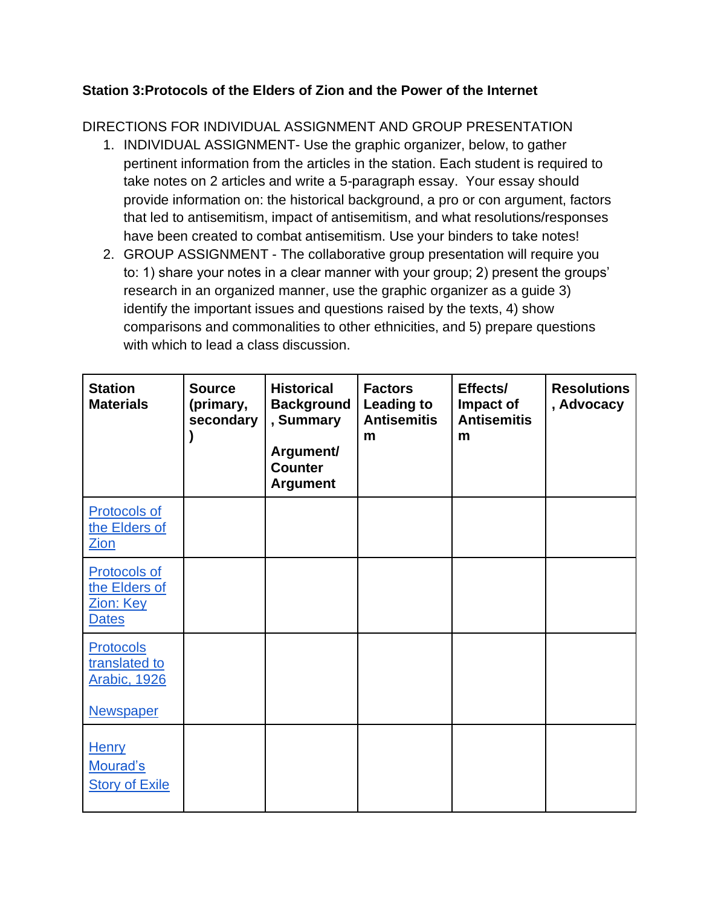**Station 3:Protocols of the Elders of Zion and the Power of the Internet**

DIRECTIONS FOR INDIVIDUAL ASSIGNMENT AND GROUP PRESENTATION

1. INDIVIDUAL ASSIGNMENT- Use the graphic organizer, below, to gather pertinent information from the articles in the station. Each student is required to take notes on 2 articles and write a 5-paragraph essay. Your essay should provide information on: the historical background, a pro or con argument, factors that led to antisemitism, impact of antisemitism, and what resolutions/responses have been created to combat antisemitism. Use your binders to take notes!
2. GROUP ASSIGNMENT - The collaborative group presentation will require you to: 1) share your notes in a clear manner with your group; 2) present the groups' research in an organized manner, use the graphic organizer as a guide 3) identify the important issues and questions raised by the texts, 4) show comparisons and commonalities to other ethnicities, and 5) prepare questions with which to lead a class discussion.

| Station Materials | Source (primary, secondary) | Historical Background, Summary<br><br>Argument/ Counter Argument | Factors Leading to Antisemitism | Effects/ Impact of Antisemitism | Resolutions, Advocacy |
|---|---|---|---|---|---|
| Protocols of the Elders of Zion | | | | | |
| Protocols of the Elders of Zion: Key Dates | | | | | |
| Protocols translated to Arabic, 1926<br><br>Newspaper | | | | | |
| Henry Mourad's Story of Exile | | | | | |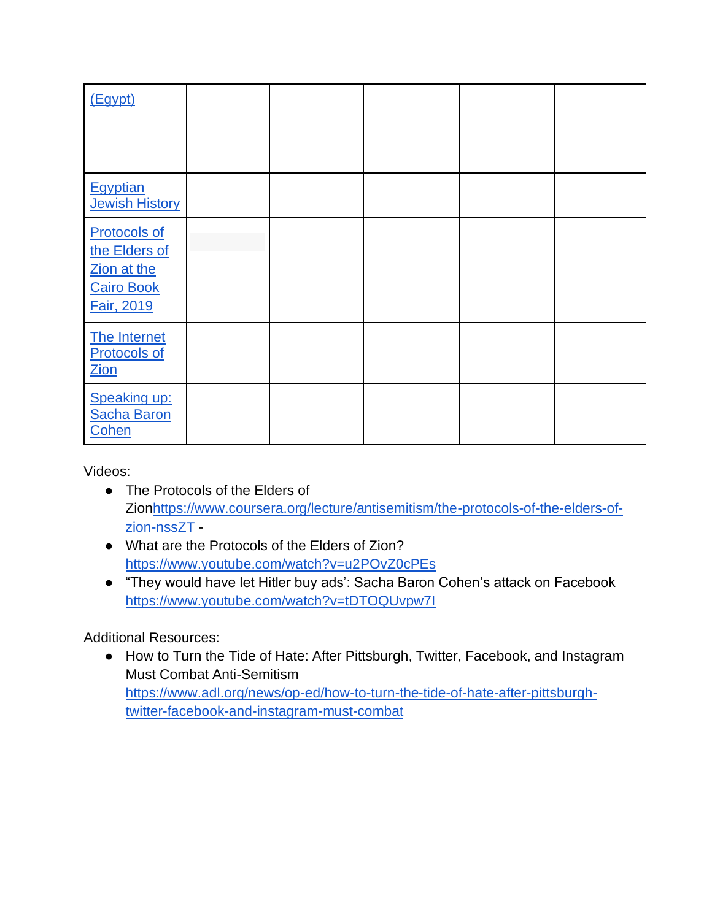| | | | | | |
|---|---|---|---|---|---|
| (Egypt) | | | | | |
| Egyptian Jewish History | | | | | |
| Protocols of the Elders of Zion at the Cairo Book Fair, 2019 | | | | | |
| The Internet Protocols of Zion | | | | | |
| Speaking up: Sacha Baron Cohen | | | | | |

Videos:

- The Protocols of the Elders of Zionhttps://www.coursera.org/lecture/antisemitism/the-protocols-of-the-elders-of-zion-nssZT -
- What are the Protocols of the Elders of Zion? https://www.youtube.com/watch?v=u2POvZ0cPEs
- "They would have let Hitler buy ads': Sacha Baron Cohen's attack on Facebook https://www.youtube.com/watch?v=tDTOQUvpw7I

Additional Resources:

- How to Turn the Tide of Hate: After Pittsburgh, Twitter, Facebook, and Instagram Must Combat Anti-Semitism https://www.adl.org/news/op-ed/how-to-turn-the-tide-of-hate-after-pittsburgh-twitter-facebook-and-instagram-must-combat